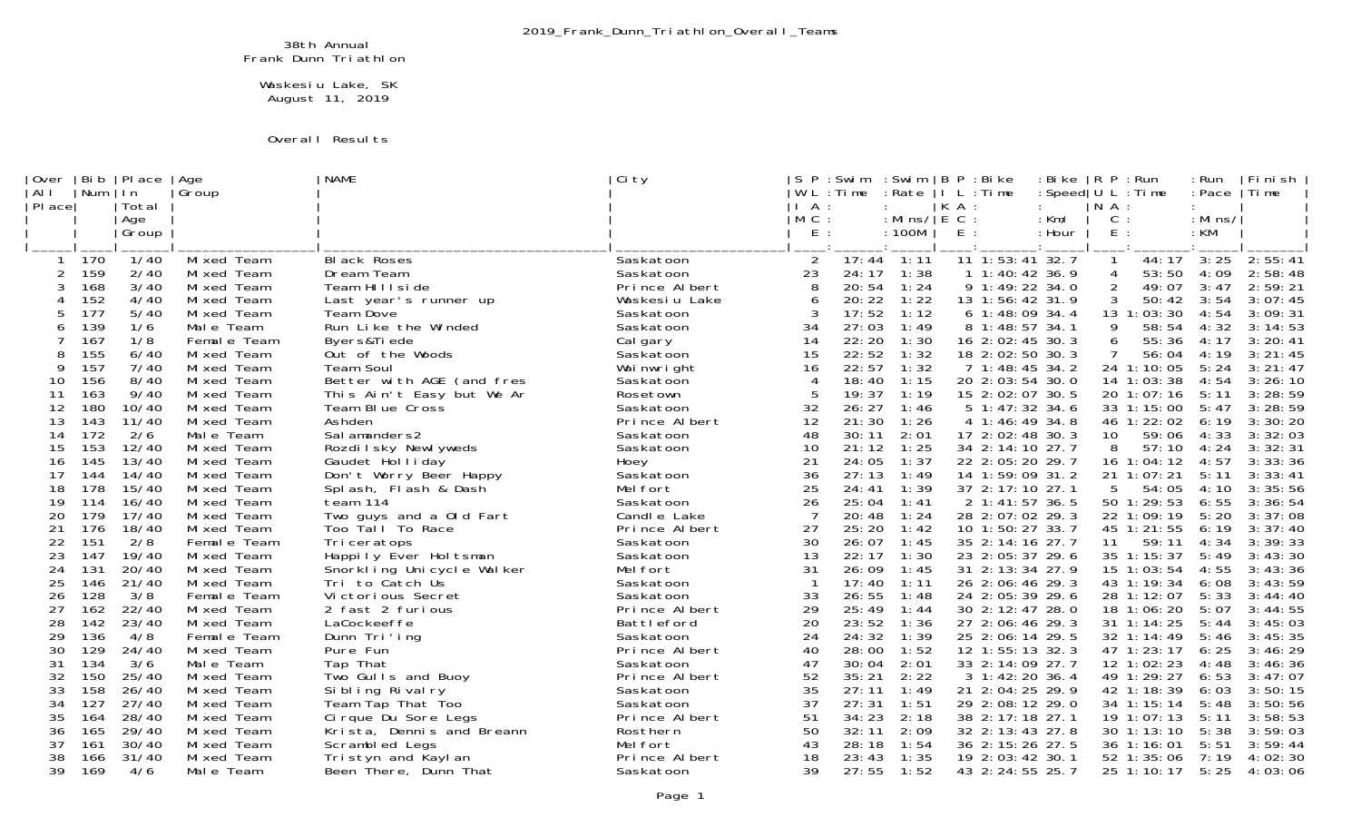2019_Frank_Dunn_Triathlon_Overall_Teams

# 38th Annual Frank Dunn Triathlon

Waskesiu Lake, SK
August 11, 2019

## Overall Results

| Over All Place | Bib Num | Place In Total Age Group | Age Group | NAME | City | SWIM PLACE | Swim Time | Swim Rate Mins/100M | BIKE PLACE | Bike Time | Bike Speed Km/Hour | RUN PLACE | Run Time | Run Pace Mins/KM | Finish Time |
|---|---|---|---|---|---|---|---|---|---|---|---|---|---|---|---|
| 1 | 170 | 1/40 | Mixed Team | Black Roses | Saskatoon | 2 | 17:44 | 1:11 | 11 | 1:53:41 | 32.7 | 1 | 44:17 | 3:25 | 2:55:41 |
| 2 | 159 | 2/40 | Mixed Team | Dream Team | Saskatoon | 23 | 24:17 | 1:38 | 1 | 1:40:42 | 36.9 | 4 | 53:50 | 4:09 | 2:58:48 |
| 3 | 168 | 3/40 | Mixed Team | Team Hillside | Prince Albert | 8 | 20:54 | 1:24 | 9 | 1:49:22 | 34.0 | 2 | 49:07 | 3:47 | 2:59:21 |
| 4 | 152 | 4/40 | Mixed Team | Last year's runner up | Waskesiu Lake | 6 | 20:22 | 1:22 | 13 | 1:56:42 | 31.9 | 3 | 50:42 | 3:54 | 3:07:45 |
| 5 | 177 | 5/40 | Mixed Team | Team Dove | Saskatoon | 3 | 17:52 | 1:12 | 6 | 1:48:09 | 34.4 | 13 | 1:03:30 | 4:54 | 3:09:31 |
| 6 | 139 | 1/6 | Male Team | Run Like the Winded | Saskatoon | 34 | 27:03 | 1:49 | 8 | 1:48:57 | 34.1 | 9 | 58:54 | 4:32 | 3:14:53 |
| 7 | 167 | 1/8 | Female Team | Byers&Tiede | Calgary | 14 | 22:20 | 1:30 | 16 | 2:02:45 | 30.3 | 6 | 55:36 | 4:17 | 3:20:41 |
| 8 | 155 | 6/40 | Mixed Team | Out of the Woods | Saskatoon | 15 | 22:52 | 1:32 | 18 | 2:02:50 | 30.3 | 7 | 56:04 | 4:19 | 3:21:45 |
| 9 | 157 | 7/40 | Mixed Team | Team Soul | Wainwright | 16 | 22:57 | 1:32 | 7 | 1:48:45 | 34.2 | 24 | 1:10:05 | 5:24 | 3:21:47 |
| 10 | 156 | 8/40 | Mixed Team | Better with AGE (and fres | Saskatoon | 4 | 18:40 | 1:15 | 20 | 2:03:54 | 30.0 | 14 | 1:03:38 | 4:54 | 3:26:10 |
| 11 | 163 | 9/40 | Mixed Team | This Ain't Easy but We Ar | Rosetown | 5 | 19:37 | 1:19 | 15 | 2:02:07 | 30.5 | 20 | 1:07:16 | 5:11 | 3:28:59 |
| 12 | 180 | 10/40 | Mixed Team | Team Blue Cross | Saskatoon | 32 | 26:27 | 1:46 | 5 | 1:47:32 | 34.6 | 33 | 1:15:00 | 5:47 | 3:28:59 |
| 13 | 143 | 11/40 | Mixed Team | Ashden | Prince Albert | 12 | 21:30 | 1:26 | 4 | 1:46:49 | 34.8 | 46 | 1:22:02 | 6:19 | 3:30:20 |
| 14 | 172 | 2/6 | Male Team | Salamanders2 | Saskatoon | 48 | 30:11 | 2:01 | 17 | 2:02:48 | 30.3 | 10 | 59:06 | 4:33 | 3:32:03 |
| 15 | 153 | 12/40 | Mixed Team | Rozdilsky Newlyweds | Saskatoon | 10 | 21:12 | 1:25 | 34 | 2:14:10 | 27.7 | 8 | 57:10 | 4:24 | 3:32:31 |
| 16 | 145 | 13/40 | Mixed Team | Gaudet Holliday | Hoey | 21 | 24:05 | 1:37 | 22 | 2:05:20 | 29.7 | 16 | 1:04:12 | 4:57 | 3:33:36 |
| 17 | 144 | 14/40 | Mixed Team | Don't Worry Beer Happy | Saskatoon | 36 | 27:13 | 1:49 | 14 | 1:59:09 | 31.2 | 21 | 1:07:21 | 5:11 | 3:33:41 |
| 18 | 178 | 15/40 | Mixed Team | Splash, Flash & Dash | Melfort | 25 | 24:41 | 1:39 | 37 | 2:17:10 | 27.1 | 5 | 54:05 | 4:10 | 3:35:56 |
| 19 | 114 | 16/40 | Mixed Team | team 114 | Saskatoon | 26 | 25:04 | 1:41 | 2 | 1:41:57 | 36.5 | 50 | 1:29:53 | 6:55 | 3:36:54 |
| 20 | 179 | 17/40 | Mixed Team | Two guys and a Old Fart | Candle Lake | 7 | 20:48 | 1:24 | 28 | 2:07:02 | 29.3 | 22 | 1:09:19 | 5:20 | 3:37:08 |
| 21 | 176 | 18/40 | Mixed Team | Too Tall To Race | Prince Albert | 27 | 25:20 | 1:42 | 10 | 1:50:27 | 33.7 | 45 | 1:21:55 | 6:19 | 3:37:40 |
| 22 | 151 | 2/8 | Female Team | Triceratops | Saskatoon | 30 | 26:07 | 1:45 | 35 | 2:14:16 | 27.7 | 11 | 59:11 | 4:34 | 3:39:33 |
| 23 | 147 | 19/40 | Mixed Team | Happily Ever Holtsman | Saskatoon | 13 | 22:17 | 1:30 | 23 | 2:05:37 | 29.6 | 35 | 1:15:37 | 5:49 | 3:43:30 |
| 24 | 131 | 20/40 | Mixed Team | Snorkling Unicycle Walker | Melfort | 31 | 26:09 | 1:45 | 31 | 2:13:34 | 27.9 | 15 | 1:03:54 | 4:55 | 3:43:36 |
| 25 | 146 | 21/40 | Mixed Team | Tri to Catch Us | Saskatoon | 1 | 17:40 | 1:11 | 26 | 2:06:46 | 29.3 | 43 | 1:19:34 | 6:08 | 3:43:59 |
| 26 | 128 | 3/8 | Female Team | Victorious Secret | Saskatoon | 33 | 26:55 | 1:48 | 24 | 2:05:39 | 29.6 | 28 | 1:12:07 | 5:33 | 3:44:40 |
| 27 | 162 | 22/40 | Mixed Team | 2 fast 2 furious | Prince Albert | 29 | 25:49 | 1:44 | 30 | 2:12:47 | 28.0 | 18 | 1:06:20 | 5:07 | 3:44:55 |
| 28 | 142 | 23/40 | Mixed Team | LaCockeeffe | Battleford | 20 | 23:52 | 1:36 | 27 | 2:06:46 | 29.3 | 31 | 1:14:25 | 5:44 | 3:45:03 |
| 29 | 136 | 4/8 | Female Team | Dunn Tri'ing | Saskatoon | 24 | 24:32 | 1:39 | 25 | 2:06:14 | 29.5 | 32 | 1:14:49 | 5:46 | 3:45:35 |
| 30 | 129 | 24/40 | Mixed Team | Pure Fun | Prince Albert | 40 | 28:00 | 1:52 | 12 | 1:55:13 | 32.3 | 47 | 1:23:17 | 6:25 | 3:46:29 |
| 31 | 134 | 3/6 | Male Team | Tap That | Saskatoon | 47 | 30:04 | 2:01 | 33 | 2:14:09 | 27.7 | 12 | 1:02:23 | 4:48 | 3:46:36 |
| 32 | 150 | 25/40 | Mixed Team | Two Gulls and Buoy | Prince Albert | 52 | 35:21 | 2:22 | 3 | 1:42:20 | 36.4 | 49 | 1:29:27 | 6:53 | 3:47:07 |
| 33 | 158 | 26/40 | Mixed Team | Sibling Rivalry | Saskatoon | 35 | 27:11 | 1:49 | 21 | 2:04:25 | 29.9 | 42 | 1:18:39 | 6:03 | 3:50:15 |
| 34 | 127 | 27/40 | Mixed Team | Team Tap That Too | Saskatoon | 37 | 27:31 | 1:51 | 29 | 2:08:12 | 29.0 | 34 | 1:15:14 | 5:48 | 3:50:56 |
| 35 | 164 | 28/40 | Mixed Team | Cirque Du Sore Legs | Prince Albert | 51 | 34:23 | 2:18 | 38 | 2:17:18 | 27.1 | 19 | 1:07:13 | 5:11 | 3:58:53 |
| 36 | 165 | 29/40 | Mixed Team | Krista, Dennis and Breann | Rosthern | 50 | 32:11 | 2:09 | 32 | 2:13:43 | 27.8 | 30 | 1:13:10 | 5:38 | 3:59:03 |
| 37 | 161 | 30/40 | Mixed Team | Scrambled Legs | Melfort | 43 | 28:18 | 1:54 | 36 | 2:15:26 | 27.5 | 36 | 1:16:01 | 5:51 | 3:59:44 |
| 38 | 166 | 31/40 | Mixed Team | Tristyn and Kaylan | Prince Albert | 18 | 23:43 | 1:35 | 19 | 2:03:42 | 30.1 | 52 | 1:35:06 | 7:19 | 4:02:30 |
| 39 | 169 | 4/6 | Male Team | Been There, Dunn That | Saskatoon | 39 | 27:55 | 1:52 | 43 | 2:24:55 | 25.7 | 25 | 1:10:17 | 5:25 | 4:03:06 |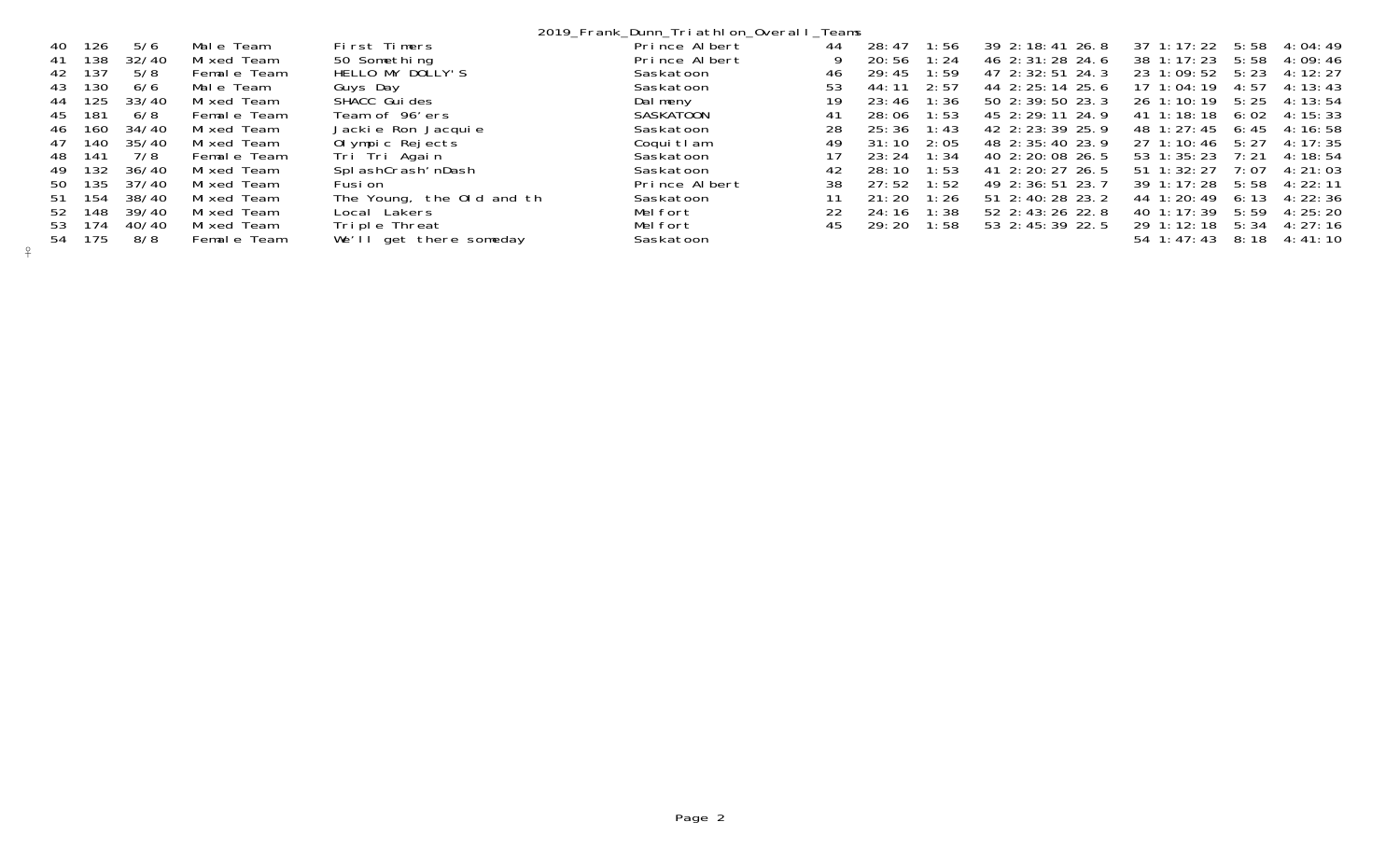2019_Frank_Dunn_Triathlon_Overall_Teams

| | | | | | | | | | | | | | | | |
|---|---|---|---|---|---|---|---|---|---|---|---|---|---|---|---|
| 40 | 126 | 5/6 | Male Team | First Timers | Prince Albert | 44 | 28:47 | 1:56 | 39 | 2:18:41 | 26.8 | 37 | 1:17:22 | 5:58 | 4:04:49 |
| 41 | 138 | 32/40 | Mixed Team | 50 Something | Prince Albert | 9 | 20:56 | 1:24 | 46 | 2:31:28 | 24.6 | 38 | 1:17:23 | 5:58 | 4:09:46 |
| 42 | 137 | 5/8 | Female Team | HELLO MY DOLLY'S | Saskatoon | 46 | 29:45 | 1:59 | 47 | 2:32:51 | 24.3 | 23 | 1:09:52 | 5:23 | 4:12:27 |
| 43 | 130 | 6/6 | Male Team | Guys Day | Saskatoon | 53 | 44:11 | 2:57 | 44 | 2:25:14 | 25.6 | 17 | 1:04:19 | 4:57 | 4:13:43 |
| 44 | 125 | 33/40 | Mixed Team | SHACC Guides | Dalmeny | 19 | 23:46 | 1:36 | 50 | 2:39:50 | 23.3 | 26 | 1:10:19 | 5:25 | 4:13:54 |
| 45 | 181 | 6/8 | Female Team | Team of 96'ers | SASKATOON | 41 | 28:06 | 1:53 | 45 | 2:29:11 | 24.9 | 41 | 1:18:18 | 6:02 | 4:15:33 |
| 46 | 160 | 34/40 | Mixed Team | Jackie Ron Jacquie | Saskatoon | 28 | 25:36 | 1:43 | 42 | 2:23:39 | 25.9 | 48 | 1:27:45 | 6:45 | 4:16:58 |
| 47 | 140 | 35/40 | Mixed Team | Olympic Rejects | Coquitlam | 49 | 31:10 | 2:05 | 48 | 2:35:40 | 23.9 | 27 | 1:10:46 | 5:27 | 4:17:35 |
| 48 | 141 | 7/8 | Female Team | Tri Tri Again | Saskatoon | 17 | 23:24 | 1:34 | 40 | 2:20:08 | 26.5 | 53 | 1:35:23 | 7:21 | 4:18:54 |
| 49 | 132 | 36/40 | Mixed Team | SplashCrash'nDash | Saskatoon | 42 | 28:10 | 1:53 | 41 | 2:20:27 | 26.5 | 51 | 1:32:27 | 7:07 | 4:21:03 |
| 50 | 135 | 37/40 | Mixed Team | Fusion | Prince Albert | 38 | 27:52 | 1:52 | 49 | 2:36:51 | 23.7 | 39 | 1:17:28 | 5:58 | 4:22:11 |
| 51 | 154 | 38/40 | Mixed Team | The Young, the Old and th | Saskatoon | 11 | 21:20 | 1:26 | 51 | 2:40:28 | 23.2 | 44 | 1:20:49 | 6:13 | 4:22:36 |
| 52 | 148 | 39/40 | Mixed Team | Local Lakers | Melfort | 22 | 24:16 | 1:38 | 52 | 2:43:26 | 22.8 | 40 | 1:17:39 | 5:59 | 4:25:20 |
| 53 | 174 | 40/40 | Mixed Team | Triple Threat | Melfort | 45 | 29:20 | 1:58 | 53 | 2:45:39 | 22.5 | 29 | 1:12:18 | 5:34 | 4:27:16 |
| 54 | 175 | 8/8 | Female Team | We'll get there someday | Saskatoon | | | | | | | 54 | 1:47:43 | 8:18 | 4:41:10 |